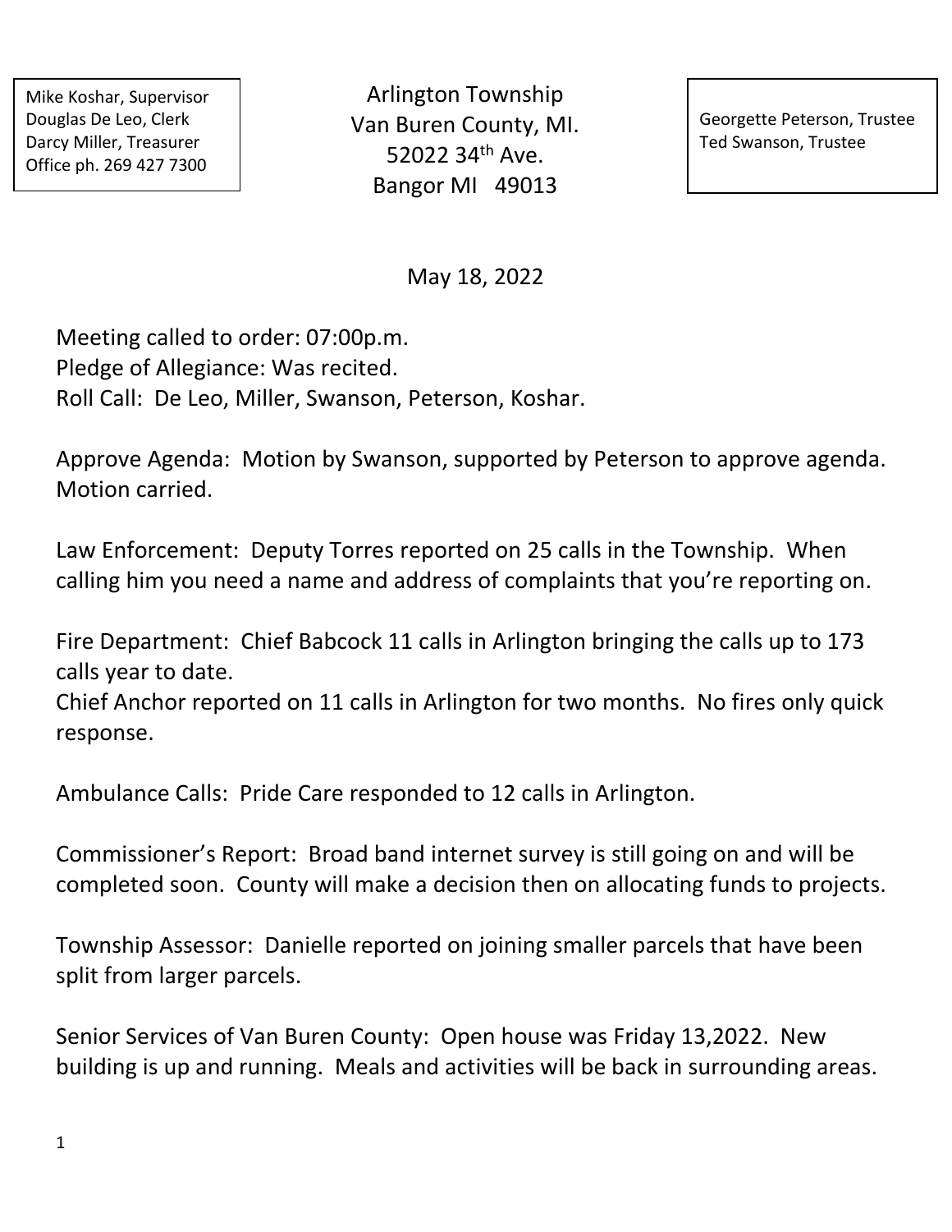Mike Koshar, Supervisor
Douglas De Leo, Clerk
Darcy Miller, Treasurer
Office ph. 269 427 7300

Arlington Township
Van Buren County, MI.
52022 34th Ave.
Bangor MI 49013

Georgette Peterson, Trustee
Ted Swanson, Trustee

May 18, 2022

Meeting called to order: 07:00p.m.
Pledge of Allegiance: Was recited.
Roll Call: De Leo, Miller, Swanson, Peterson, Koshar.

Approve Agenda: Motion by Swanson, supported by Peterson to approve agenda. Motion carried.

Law Enforcement: Deputy Torres reported on 25 calls in the Township. When calling him you need a name and address of complaints that you're reporting on.

Fire Department: Chief Babcock 11 calls in Arlington bringing the calls up to 173 calls year to date.
Chief Anchor reported on 11 calls in Arlington for two months. No fires only quick response.

Ambulance Calls: Pride Care responded to 12 calls in Arlington.

Commissioner's Report: Broad band internet survey is still going on and will be completed soon. County will make a decision then on allocating funds to projects.

Township Assessor: Danielle reported on joining smaller parcels that have been split from larger parcels.

Senior Services of Van Buren County: Open house was Friday 13,2022. New building is up and running. Meals and activities will be back in surrounding areas.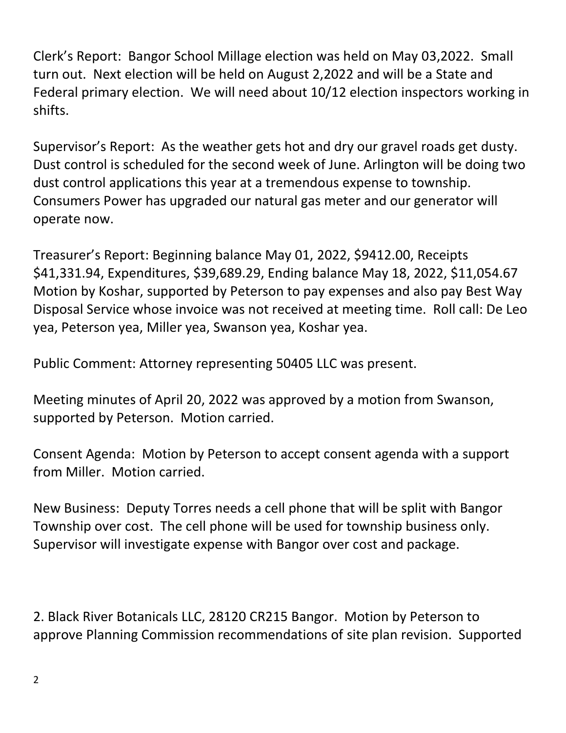Clerk's Report: Bangor School Millage election was held on May 03,2022. Small turn out. Next election will be held on August 2,2022 and will be a State and Federal primary election. We will need about 10/12 election inspectors working in shifts.

Supervisor's Report: As the weather gets hot and dry our gravel roads get dusty. Dust control is scheduled for the second week of June. Arlington will be doing two dust control applications this year at a tremendous expense to township. Consumers Power has upgraded our natural gas meter and our generator will operate now.

Treasurer's Report: Beginning balance May 01, 2022, $9412.00, Receipts $41,331.94, Expenditures, $39,689.29, Ending balance May 18, 2022, $11,054.67 Motion by Koshar, supported by Peterson to pay expenses and also pay Best Way Disposal Service whose invoice was not received at meeting time. Roll call: De Leo yea, Peterson yea, Miller yea, Swanson yea, Koshar yea.

Public Comment: Attorney representing 50405 LLC was present.

Meeting minutes of April 20, 2022 was approved by a motion from Swanson, supported by Peterson. Motion carried.

Consent Agenda: Motion by Peterson to accept consent agenda with a support from Miller. Motion carried.

New Business: Deputy Torres needs a cell phone that will be split with Bangor Township over cost. The cell phone will be used for township business only. Supervisor will investigate expense with Bangor over cost and package.

2. Black River Botanicals LLC, 28120 CR215 Bangor. Motion by Peterson to approve Planning Commission recommendations of site plan revision. Supported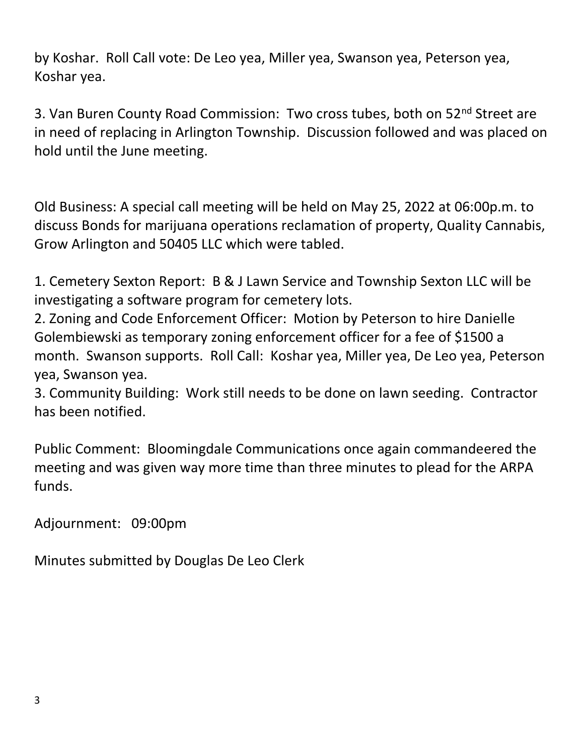by Koshar. Roll Call vote: De Leo yea, Miller yea, Swanson yea, Peterson yea, Koshar yea.

3. Van Buren County Road Commission: Two cross tubes, both on 52nd Street are in need of replacing in Arlington Township. Discussion followed and was placed on hold until the June meeting.

Old Business: A special call meeting will be held on May 25, 2022 at 06:00p.m. to discuss Bonds for marijuana operations reclamation of property, Quality Cannabis, Grow Arlington and 50405 LLC which were tabled.

1. Cemetery Sexton Report: B & J Lawn Service and Township Sexton LLC will be investigating a software program for cemetery lots.
2. Zoning and Code Enforcement Officer: Motion by Peterson to hire Danielle Golembiewski as temporary zoning enforcement officer for a fee of $1500 a month. Swanson supports. Roll Call: Koshar yea, Miller yea, De Leo yea, Peterson yea, Swanson yea.
3. Community Building: Work still needs to be done on lawn seeding. Contractor has been notified.

Public Comment: Bloomingdale Communications once again commandeered the meeting and was given way more time than three minutes to plead for the ARPA funds.

Adjournment: 09:00pm

Minutes submitted by Douglas De Leo Clerk